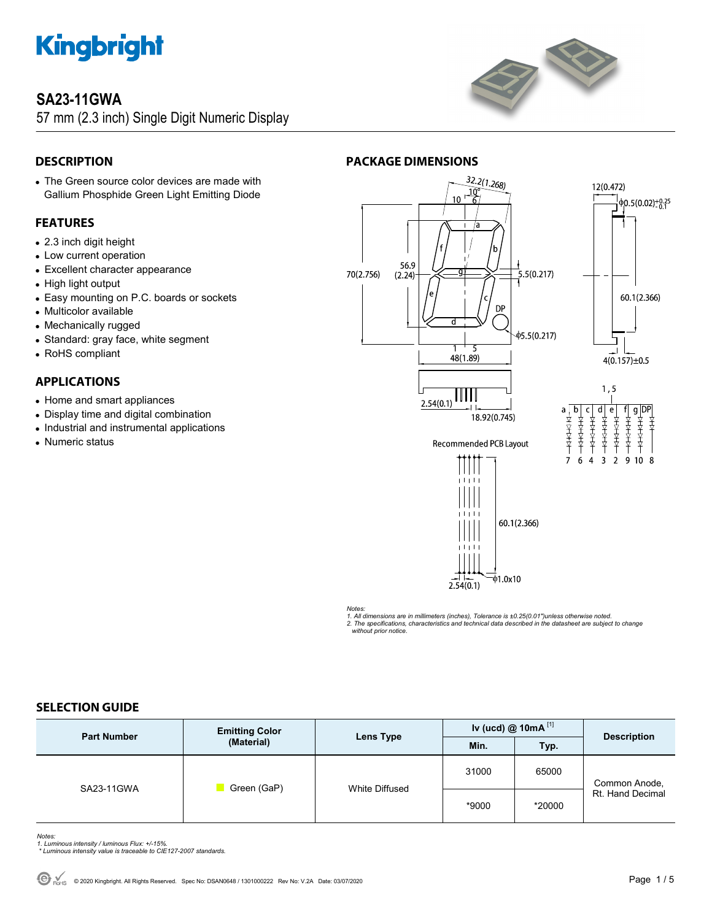# SA23-11GWA

57 mm (2.3 inch) Single Digit Numeric Display

## DESCRIPTION

- The Green source color devices are made with Gallium Phosphide Green Light Emitting Diode

## FEATURES

- 2.3 inch digit height
- Low current operation
- Excellent character appearance
- High light output
- Easy mounting on P.C. boards or sockets
- Multicolor available
- Mechanically rugged
- Standard: gray face, white segment
- RoHS compliant

## APPLICATIONS

- Home and smart appliances
- Display time and digital combination
- Industrial and instrumental applications
- Numeric status

## PACKAGE DIMENSIONS

Recommended PCB Layout

*Notes:*
*1. All dimensions are in millimeters (inches), Tolerance is ±0.25(0.01")unless otherwise noted.*
*2. The specifications, characteristics and technical data described in the datasheet are subject to change without prior notice.*

## SELECTION GUIDE

| Part Number | Emitting Color (Material) | Lens Type | Iv (ucd) @ 10mA [1] | | Description |
|---|---|---|---|---|---|
| | | | Min. | Typ. | |
| SA23-11GWA | Green (GaP) | White Diffused | 31000 | 65000 | Common Anode, Rt. Hand Decimal |
| | | | *9000 | *20000 | |

*Notes:*
*1. Luminous intensity / luminous Flux: +/-15%.*
*\* Luminous intensity value is traceable to CIE127-2007 standards.*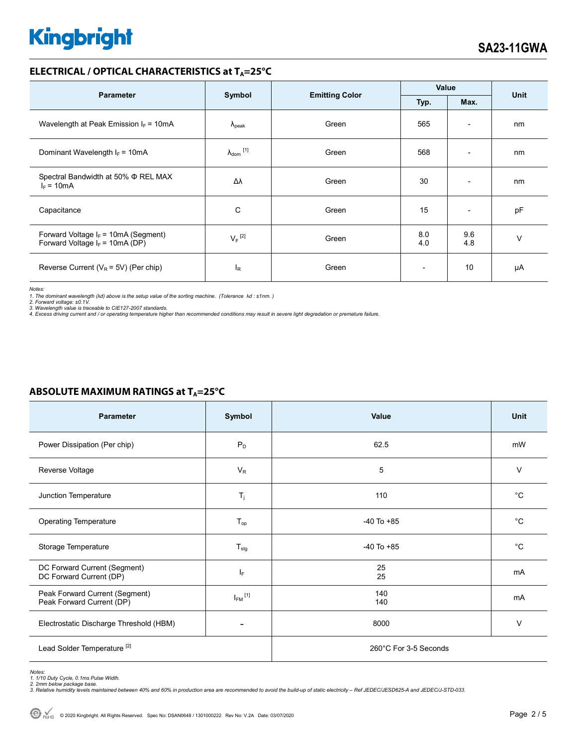## ELECTRICAL / OPTICAL CHARACTERISTICS at $T_A$=25°C

| Parameter | Symbol | Emitting Color | Value | | Unit |
|---|---|---|---|---|---|
| | | | Typ. | Max. | |
| Wavelength at Peak Emission $I_F$ = 10mA | $\lambda_{peak}$ | Green | 565 | - | nm |
| Dominant Wavelength $I_F$ = 10mA | $\lambda_{dom}$ [1] | Green | 568 | - | nm |
| Spectral Bandwidth at 50% Φ REL MAX $I_F$ = 10mA | Δλ | Green | 30 | - | nm |
| Capacitance | C | Green | 15 | - | pF |
| Forward Voltage $I_F$ = 10mA (Segment)<br>Forward Voltage $I_F$ = 10mA (DP) | $V_F$ [2] | Green | 8.0<br>4.0 | 9.6<br>4.8 | V |
| Reverse Current ($V_R$ = 5V) (Per chip) | $I_R$ | Green | - | 10 | μA |

*Notes:*
*1. The dominant wavelength (λd) above is the setup value of the sorting machine. (Tolerance λd : ±1nm. )*
*2. Forward voltage: ±0.1V.*
*3. Wavelength value is traceable to CIE127-2007 standards.*
*4. Excess driving current and / or operating temperature higher than recommended conditions may result in severe light degradation or premature failure.*

## ABSOLUTE MAXIMUM RATINGS at $T_A$=25°C

| Parameter | Symbol | Value | Unit |
|---|---|---|---|
| Power Dissipation (Per chip) | $P_D$ | 62.5 | mW |
| Reverse Voltage | $V_R$ | 5 | V |
| Junction Temperature | $T_j$ | 110 | °C |
| Operating Temperature | $T_{op}$ | -40 To +85 | °C |
| Storage Temperature | $T_{stg}$ | -40 To +85 | °C |
| DC Forward Current (Segment)<br>DC Forward Current (DP) | $I_F$ | 25<br>25 | mA |
| Peak Forward Current (Segment)<br>Peak Forward Current (DP) | $I_{FM}$ [1] | 140<br>140 | mA |
| Electrostatic Discharge Threshold (HBM) | - | 8000 | V |
| Lead Solder Temperature [2] | | 260°C For 3-5 Seconds | |

*Notes:*
*1. 1/10 Duty Cycle, 0.1ms Pulse Width.*
*2. 2mm below package base.*
*3. Relative humidity levels maintained between 40% and 60% in production area are recommended to avoid the build-up of static electricity – Ref JEDEC/JESD625-A and JEDEC/J-STD-033.*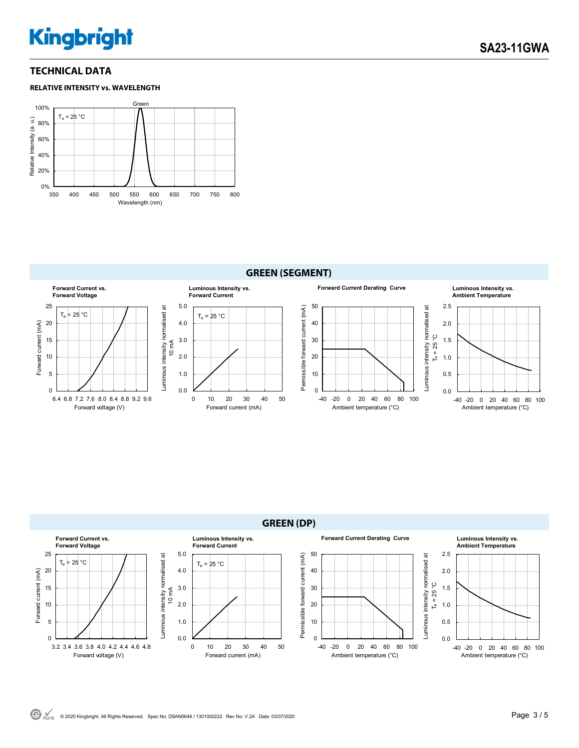## TECHNICAL DATA

### RELATIVE INTENSITY vs. WAVELENGTH

Green

$T_a$ = 25 °C

Relative Intensity (a. u.)

100%
80%
60%
40%
20%
0%

350 400 450 500 550 600 650 700 750 800

Wavelength (nm)

## GREEN (SEGMENT)

**Forward Current vs. Forward Voltage**

$T_a$ = 25 °C

Forward current (mA)

25 20 15 10 5 0

6.4 6.8 7.2 7.6 8.0 8.4 8.8 9.2 9.6

Forward voltage (V)

**Luminous Intensity vs. Forward Current**

$T_a$ = 25 °C

Luminous intensity normalised at 10 mA

5.0 4.0 3.0 2.0 1.0 0.0

0 10 20 30 40 50

Forward current (mA)

**Forward Current Derating Curve**

Permissible forward current (mA)

50 40 30 20 10 0

-40 -20 0 20 40 60 80 100

Ambient temperature (°C)

**Luminous Intensity vs. Ambient Temperature**

Luminous intensity normalised at $T_a$ = 25 °C

2.5 2.0 1.5 1.0 0.5 0.0

-40 -20 0 20 40 60 80 100

Ambient temperature (°C)

## GREEN (DP)

**Forward Current vs. Forward Voltage**

$T_a$ = 25 °C

Forward current (mA)

25 20 15 10 5 0

3.2 3.4 3.6 3.8 4.0 4.2 4.4 4.6 4.8

Forward voltage (V)

**Luminous Intensity vs. Forward Current**

$T_a$ = 25 °C

Luminous intensity normalised at 10 mA

5.0 4.0 3.0 2.0 1.0 0.0

0 10 20 30 40 50

Forward current (mA)

**Forward Current Derating Curve**

Permissible forward current (mA)

50 40 30 20 10 0

-40 -20 0 20 40 60 80 100

Ambient temperature (°C)

**Luminous Intensity vs. Ambient Temperature**

Luminous intensity normalised at $T_a$ = 25 °C

2.5 2.0 1.5 1.0 0.5 0.0

-40 -20 0 20 40 60 80 100

Ambient temperature (°C)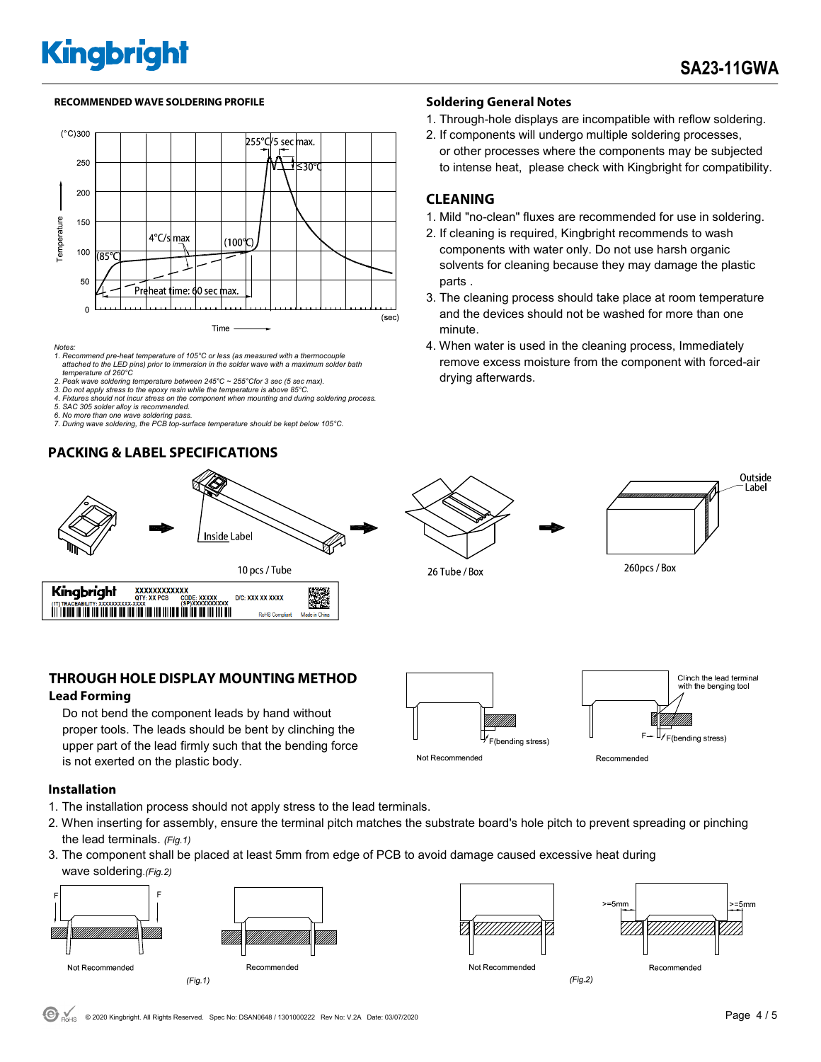## RECOMMENDED WAVE SOLDERING PROFILE

*Notes:*
*1. Recommend pre-heat temperature of 105°C or less (as measured with a thermocouple attached to the LED pins) prior to immersion in the solder wave with a maximum solder bath temperature of 260°C*
*2. Peak wave soldering temperature between 245°C ~ 255°Cfor 3 sec (5 sec max).*
*3. Do not apply stress to the epoxy resin while the temperature is above 85°C.*
*4. Fixtures should not incur stress on the component when mounting and during soldering process.*
*5. SAC 305 solder alloy is recommended.*
*6. No more than one wave soldering pass.*
*7. During wave soldering, the PCB top-surface temperature should be kept below 105°C.*

## Soldering General Notes

1. Through-hole displays are incompatible with reflow soldering.
2. If components will undergo multiple soldering processes, or other processes where the components may be subjected to intense heat, please check with Kingbright for compatibility.

## CLEANING

1. Mild "no-clean" fluxes are recommended for use in soldering.
2. If cleaning is required, Kingbright recommends to wash components with water only. Do not use harsh organic solvents for cleaning because they may damage the plastic parts .
3. The cleaning process should take place at room temperature and the devices should not be washed for more than one minute.
4. When water is used in the cleaning process, Immediately remove excess moisture from the component with forced-air drying afterwards.

## PACKING & LABEL SPECIFICATIONS

10 pcs / Tube → 26 Tube / Box → 260pcs / Box

## THROUGH HOLE DISPLAY MOUNTING METHOD

### Lead Forming

Do not bend the component leads by hand without proper tools. The leads should be bent by clinching the upper part of the lead firmly such that the bending force is not exerted on the plastic body.

### Installation

1. The installation process should not apply stress to the lead terminals.
2. When inserting for assembly, ensure the terminal pitch matches the substrate board's hole pitch to prevent spreading or pinching the lead terminals. *(Fig.1)*
3. The component shall be placed at least 5mm from edge of PCB to avoid damage caused excessive heat during wave soldering.*(Fig.2)*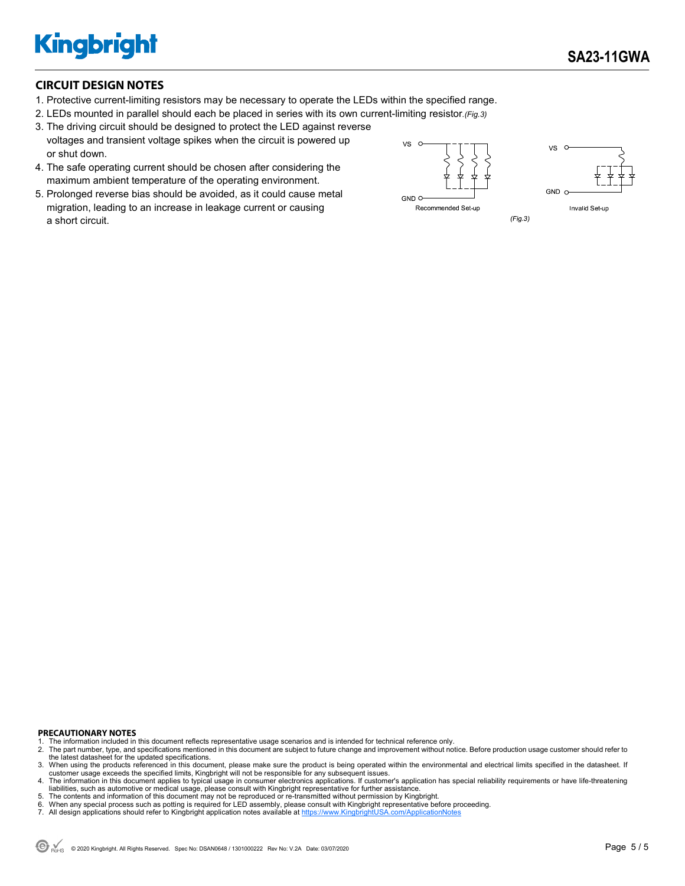## CIRCUIT DESIGN NOTES

1. Protective current-limiting resistors may be necessary to operate the LEDs within the specified range.
2. LEDs mounted in parallel should each be placed in series with its own current-limiting resistor. *(Fig.3)*
3. The driving circuit should be designed to protect the LED against reverse voltages and transient voltage spikes when the circuit is powered up or shut down.
4. The safe operating current should be chosen after considering the maximum ambient temperature of the operating environment.
5. Prolonged reverse bias should be avoided, as it could cause metal migration, leading to an increase in leakage current or causing a short circuit.

VS
GND
Recommended Set-up

VS
GND
Invalid Set-up

*(Fig.3)*

**PRECAUTIONARY NOTES**

1. The information included in this document reflects representative usage scenarios and is intended for technical reference only.
2. The part number, type, and specifications mentioned in this document are subject to future change and improvement without notice. Before production usage customer should refer to the latest datasheet for the updated specifications.
3. When using the products referenced in this document, please make sure the product is being operated within the environmental and electrical limits specified in the datasheet. If customer usage exceeds the specified limits, Kingbright will not be responsible for any subsequent issues.
4. The information in this document applies to typical usage in consumer electronics applications. If customer's application has special reliability requirements or have life-threatening liabilities, such as automotive or medical usage, please consult with Kingbright representative for further assistance.
5. The contents and information of this document may not be reproduced or re-transmitted without permission by Kingbright.
6. When any special process such as potting is required for LED assembly, please consult with Kingbright representative before proceeding.
7. All design applications should refer to Kingbright application notes available at [https://www.KingbrightUSA.com/ApplicationNotes](https://www.KingbrightUSA.com/ApplicationNotes)

© 2020 Kingbright. All Rights Reserved. Spec No: DSAN0648 / 1301000222 Rev No: V.2A Date: 03/07/2020